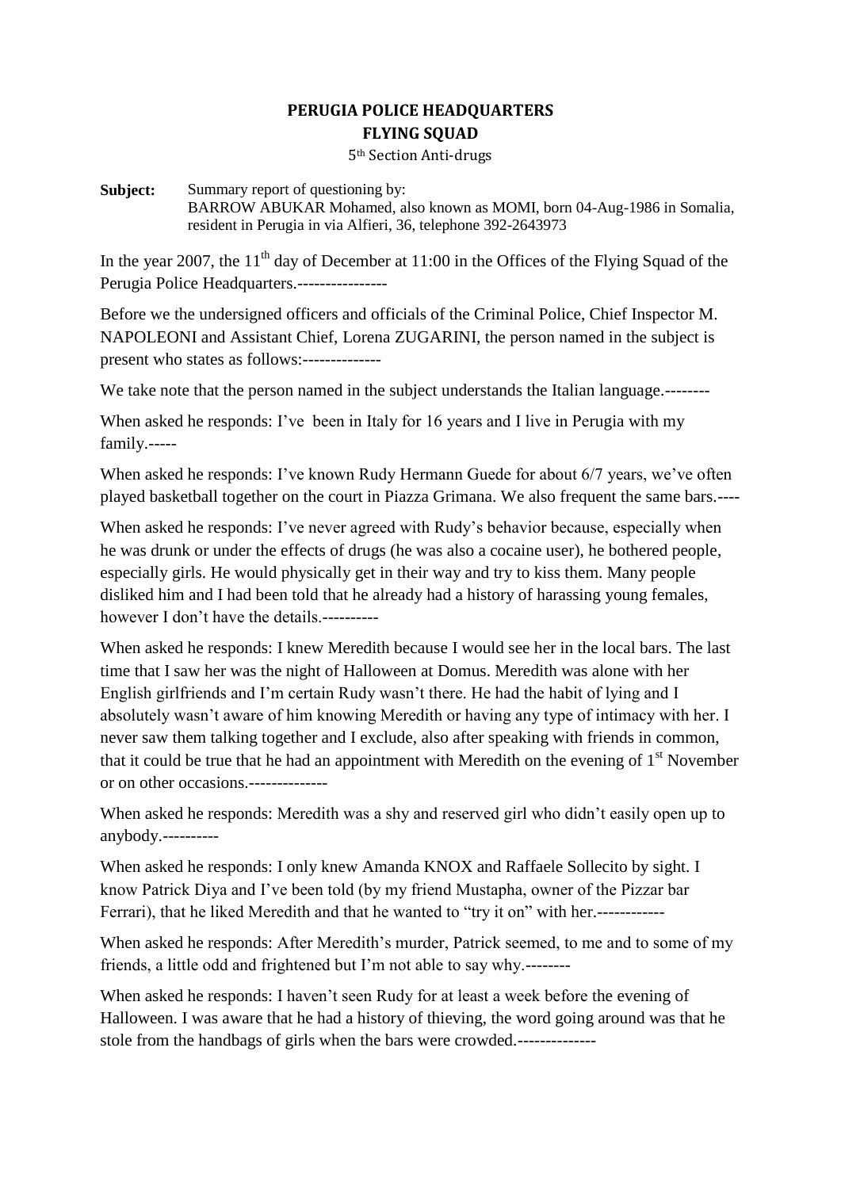# PERUGIA POLICE HEADQUARTERS
## FLYING SQUAD
5th Section Anti-drugs

**Subject:** Summary report of questioning by:
BARROW ABUKAR Mohamed, also known as MOMI, born 04-Aug-1986 in Somalia, resident in Perugia in via Alfieri, 36, telephone 392-2643973

In the year 2007, the 11th day of December at 11:00 in the Offices of the Flying Squad of the Perugia Police Headquarters.----------------

Before we the undersigned officers and officials of the Criminal Police, Chief Inspector M. NAPOLEONI and Assistant Chief, Lorena ZUGARINI, the person named in the subject is present who states as follows:--------------

We take note that the person named in the subject understands the Italian language.--------

When asked he responds: I've been in Italy for 16 years and I live in Perugia with my family.-----

When asked he responds: I've known Rudy Hermann Guede for about 6/7 years, we've often played basketball together on the court in Piazza Grimana. We also frequent the same bars.----

When asked he responds: I've never agreed with Rudy's behavior because, especially when he was drunk or under the effects of drugs (he was also a cocaine user), he bothered people, especially girls. He would physically get in their way and try to kiss them. Many people disliked him and I had been told that he already had a history of harassing young females, however I don't have the details.----------

When asked he responds: I knew Meredith because I would see her in the local bars. The last time that I saw her was the night of Halloween at Domus. Meredith was alone with her English girlfriends and I'm certain Rudy wasn't there. He had the habit of lying and I absolutely wasn't aware of him knowing Meredith or having any type of intimacy with her. I never saw them talking together and I exclude, also after speaking with friends in common, that it could be true that he had an appointment with Meredith on the evening of 1st November or on other occasions.--------------

When asked he responds: Meredith was a shy and reserved girl who didn't easily open up to anybody.----------

When asked he responds: I only knew Amanda KNOX and Raffaele Sollecito by sight. I know Patrick Diya and I've been told (by my friend Mustapha, owner of the Pizzar bar Ferrari), that he liked Meredith and that he wanted to "try it on" with her.------------

When asked he responds: After Meredith's murder, Patrick seemed, to me and to some of my friends, a little odd and frightened but I'm not able to say why.--------

When asked he responds: I haven't seen Rudy for at least a week before the evening of Halloween. I was aware that he had a history of thieving, the word going around was that he stole from the handbags of girls when the bars were crowded.--------------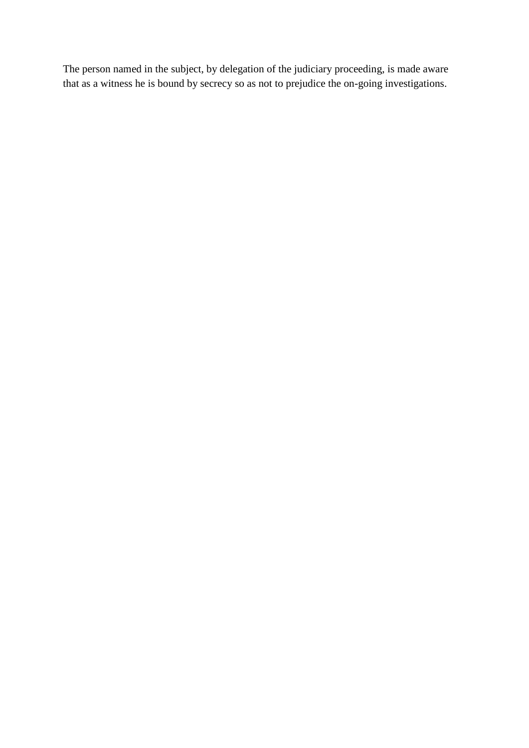The person named in the subject, by delegation of the judiciary proceeding, is made aware that as a witness he is bound by secrecy so as not to prejudice the on-going investigations.